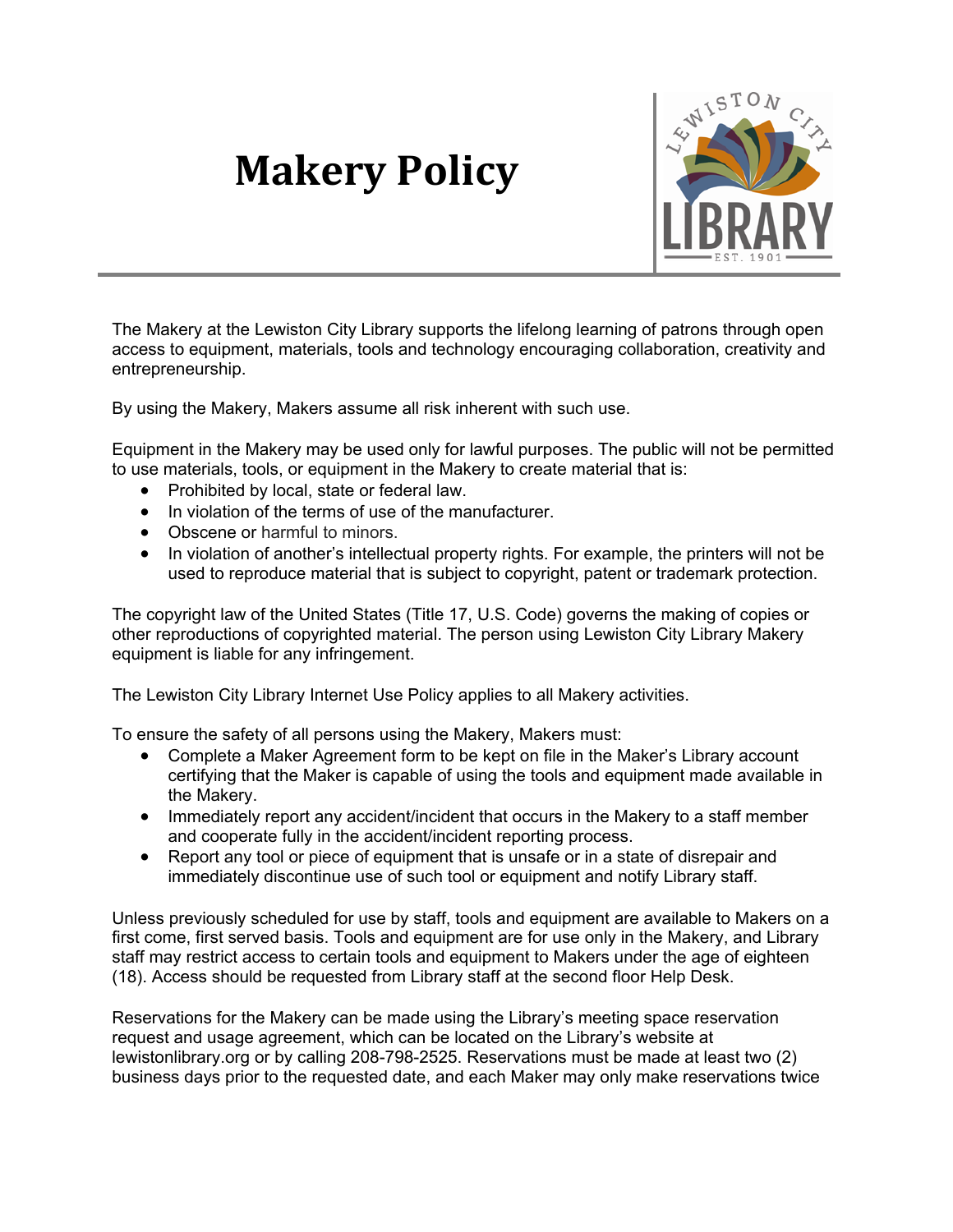# Makery Policy

The Makery at the Lewiston City Library supports the lifelong learning of patrons through open access to equipment, materials, tools and technology encouraging collaboration, creativity and entrepreneurship.

By using the Makery, Makers assume all risk inherent with such use.

Equipment in the Makery may be used only for lawful purposes. The public will not be permitted to use materials, tools, or equipment in the Makery to create material that is:

- Prohibited by local, state or federal law.
- In violation of the terms of use of the manufacturer.
- Obscene or harmful to minors.
- In violation of another's intellectual property rights. For example, the printers will not be used to reproduce material that is subject to copyright, patent or trademark protection.

The copyright law of the United States (Title 17, U.S. Code) governs the making of copies or other reproductions of copyrighted material. The person using Lewiston City Library Makery equipment is liable for any infringement.

The Lewiston City Library Internet Use Policy applies to all Makery activities.

To ensure the safety of all persons using the Makery, Makers must:

- Complete a Maker Agreement form to be kept on file in the Maker's Library account certifying that the Maker is capable of using the tools and equipment made available in the Makery.
- Immediately report any accident/incident that occurs in the Makery to a staff member and cooperate fully in the accident/incident reporting process.
- Report any tool or piece of equipment that is unsafe or in a state of disrepair and immediately discontinue use of such tool or equipment and notify Library staff.

Unless previously scheduled for use by staff, tools and equipment are available to Makers on a first come, first served basis. Tools and equipment are for use only in the Makery, and Library staff may restrict access to certain tools and equipment to Makers under the age of eighteen (18). Access should be requested from Library staff at the second floor Help Desk.

Reservations for the Makery can be made using the Library's meeting space reservation request and usage agreement, which can be located on the Library's website at lewistonlibrary.org or by calling 208-798-2525. Reservations must be made at least two (2) business days prior to the requested date, and each Maker may only make reservations twice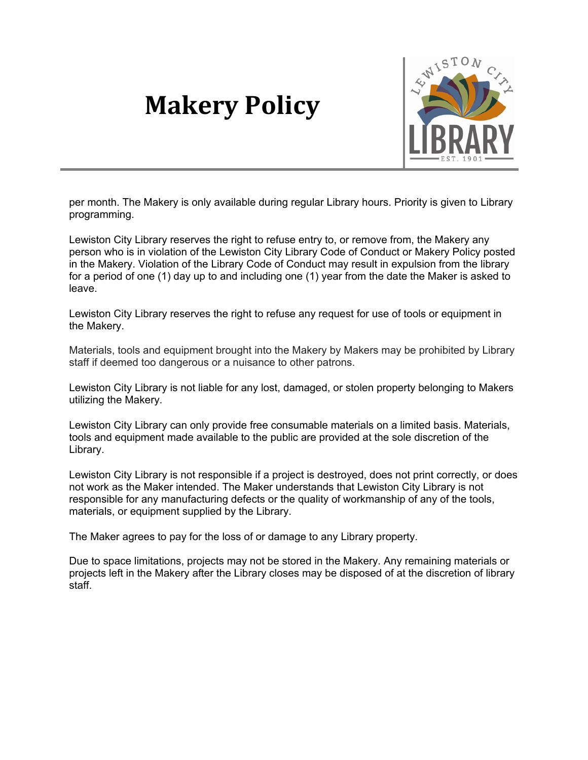# Makery Policy

per month. The Makery is only available during regular Library hours. Priority is given to Library programming.

Lewiston City Library reserves the right to refuse entry to, or remove from, the Makery any person who is in violation of the Lewiston City Library Code of Conduct or Makery Policy posted in the Makery. Violation of the Library Code of Conduct may result in expulsion from the library for a period of one (1) day up to and including one (1) year from the date the Maker is asked to leave.

Lewiston City Library reserves the right to refuse any request for use of tools or equipment in the Makery.

Materials, tools and equipment brought into the Makery by Makers may be prohibited by Library staff if deemed too dangerous or a nuisance to other patrons.

Lewiston City Library is not liable for any lost, damaged, or stolen property belonging to Makers utilizing the Makery.

Lewiston City Library can only provide free consumable materials on a limited basis. Materials, tools and equipment made available to the public are provided at the sole discretion of the Library.

Lewiston City Library is not responsible if a project is destroyed, does not print correctly, or does not work as the Maker intended. The Maker understands that Lewiston City Library is not responsible for any manufacturing defects or the quality of workmanship of any of the tools, materials, or equipment supplied by the Library.

The Maker agrees to pay for the loss of or damage to any Library property.

Due to space limitations, projects may not be stored in the Makery. Any remaining materials or projects left in the Makery after the Library closes may be disposed of at the discretion of library staff.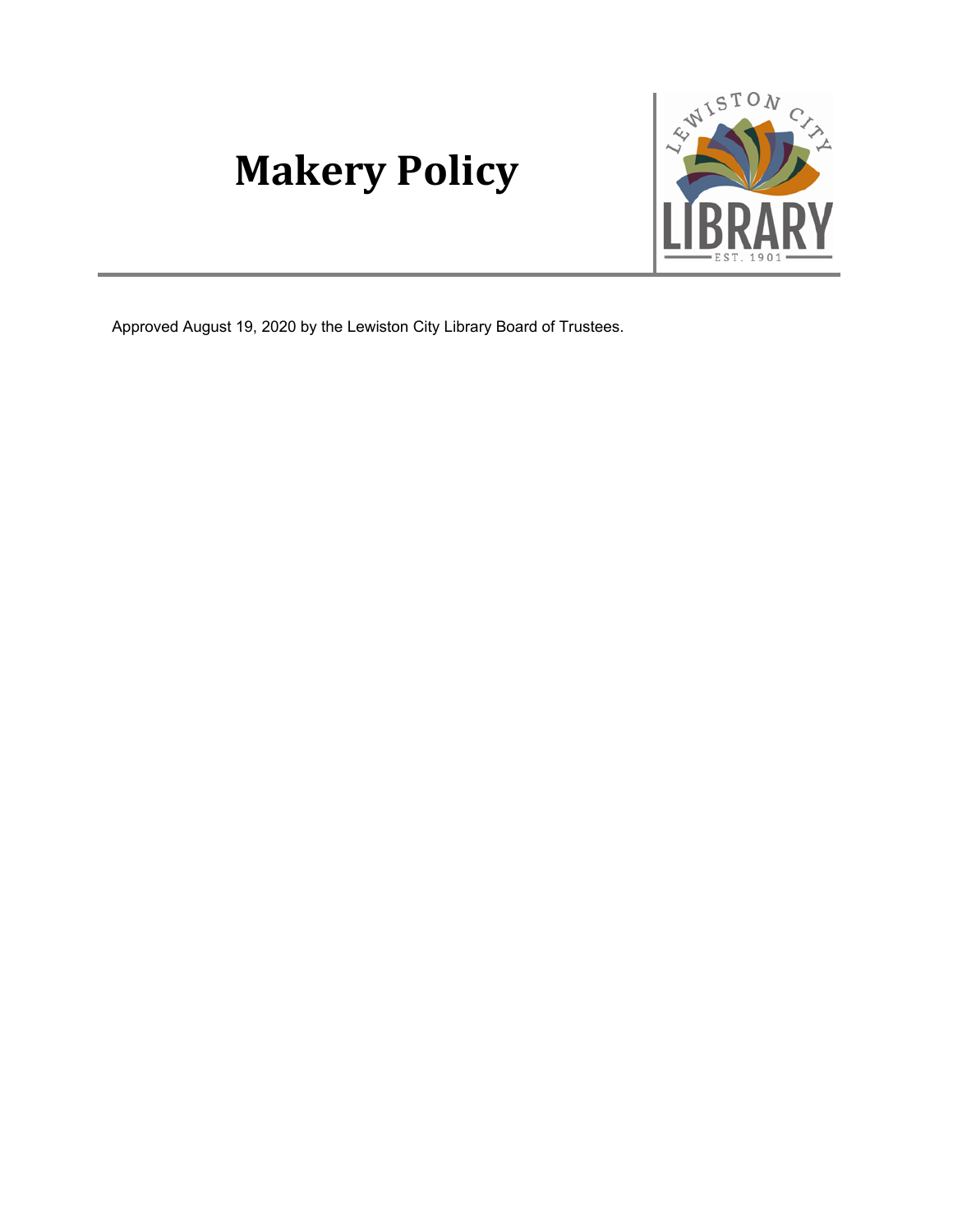# Makery Policy

Approved August 19, 2020 by the Lewiston City Library Board of Trustees.